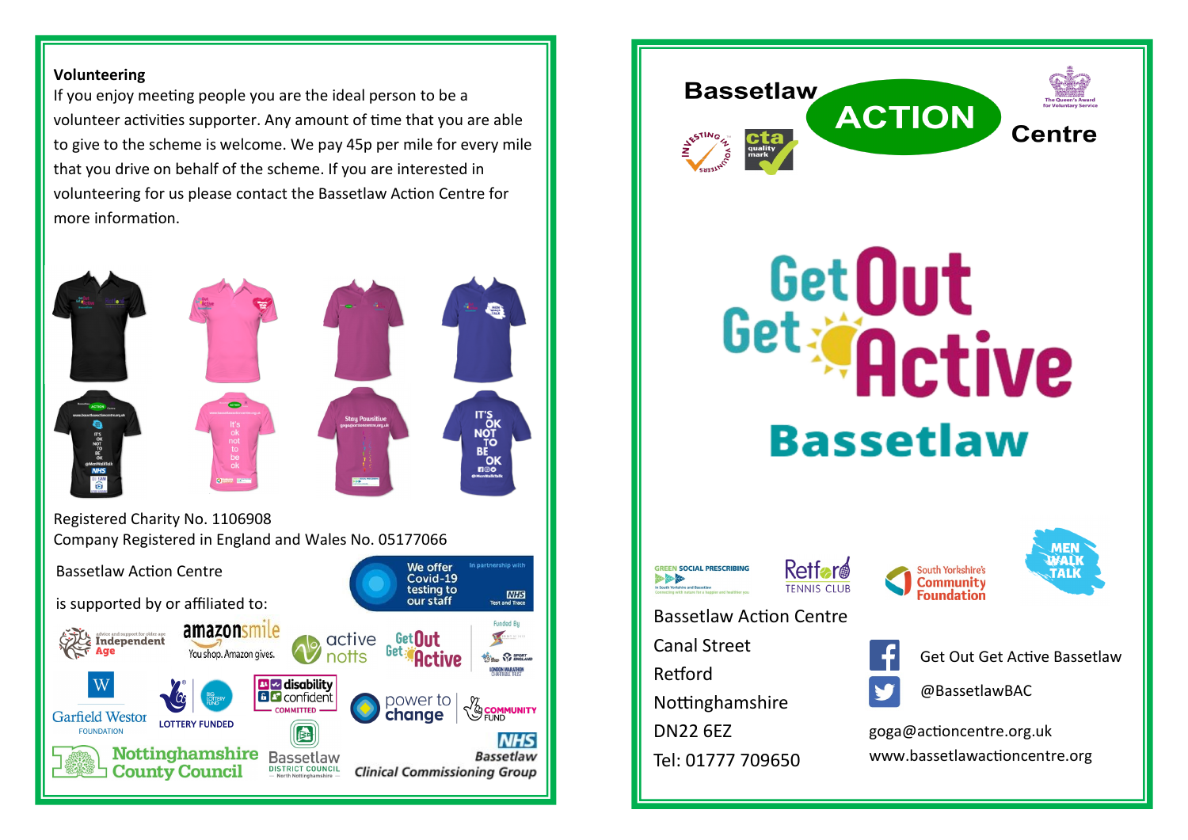**Volunteering**

If you enjoy meeting people you are the ideal person to be a volunteer activities supporter. Any amount of time that you are able to give to the scheme is welcome. We pay 45p per mile for every mile that you drive on behalf of the scheme. If you are interested in volunteering for us please contact the Bassetlaw Action Centre for more information.

Registered Charity No. 1106908

Company Registered in England and Wales No. 05177066

Bassetlaw Action Centre

is supported by or affiliated to:

We offer Covid-19 testing to our staff

# Bassetlaw ACTION Centre

# Get Out Get Active Bassetlaw

Bassetlaw Action Centre
Canal Street
Retford
Nottinghamshire
DN22 6EZ
Tel: 01777 709650

Get Out Get Active Bassetlaw

@BassetlawBAC

goga@actioncentre.org.uk

www.bassetlawactioncentre.org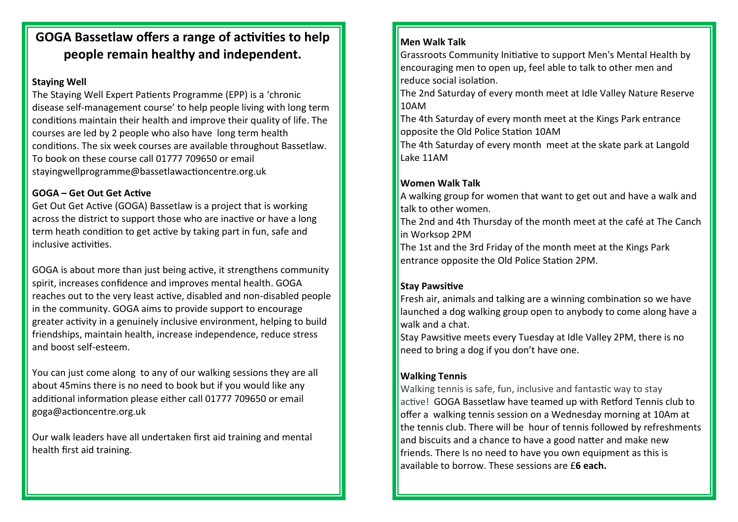# GOGA Bassetlaw offers a range of activities to help people remain healthy and independent.

**Staying Well**

The Staying Well Expert Patients Programme (EPP) is a 'chronic disease self-management course' to help people living with long term conditions maintain their health and improve their quality of life. The courses are led by 2 people who also have long term health conditions. The six week courses are available throughout Bassetlaw. To book on these course call 01777 709650 or email stayingwellprogramme@bassetlawactioncentre.org.uk

**GOGA – Get Out Get Active**

Get Out Get Active (GOGA) Bassetlaw is a project that is working across the district to support those who are inactive or have a long term heath condition to get active by taking part in fun, safe and inclusive activities.

GOGA is about more than just being active, it strengthens community spirit, increases confidence and improves mental health. GOGA reaches out to the very least active, disabled and non-disabled people in the community. GOGA aims to provide support to encourage greater activity in a genuinely inclusive environment, helping to build friendships, maintain health, increase independence, reduce stress and boost self-esteem.

You can just come along to any of our walking sessions they are all about 45mins there is no need to book but if you would like any additional information please either call 01777 709650 or email goga@actioncentre.org.uk

Our walk leaders have all undertaken first aid training and mental health first aid training.

**Men Walk Talk**

Grassroots Community Initiative to support Men's Mental Health by encouraging men to open up, feel able to talk to other men and reduce social isolation.

The 2nd Saturday of every month meet at Idle Valley Nature Reserve 10AM

The 4th Saturday of every month meet at the Kings Park entrance opposite the Old Police Station 10AM

The 4th Saturday of every month meet at the skate park at Langold Lake 11AM

**Women Walk Talk**

A walking group for women that want to get out and have a walk and talk to other women.

The 2nd and 4th Thursday of the month meet at the café at The Canch in Worksop 2PM

The 1st and the 3rd Friday of the month meet at the Kings Park entrance opposite the Old Police Station 2PM.

**Stay Pawsitive**

Fresh air, animals and talking are a winning combination so we have launched a dog walking group open to anybody to come along have a walk and a chat.

Stay Pawsitive meets every Tuesday at Idle Valley 2PM, there is no need to bring a dog if you don't have one.

**Walking Tennis**

Walking tennis is safe, fun, inclusive and fantastic way to stay active! GOGA Bassetlaw have teamed up with Retford Tennis club to offer a walking tennis session on a Wednesday morning at 10Am at the tennis club. There will be hour of tennis followed by refreshments and biscuits and a chance to have a good natter and make new friends. There Is no need to have you own equipment as this is available to borrow. These sessions are £**6 each.**